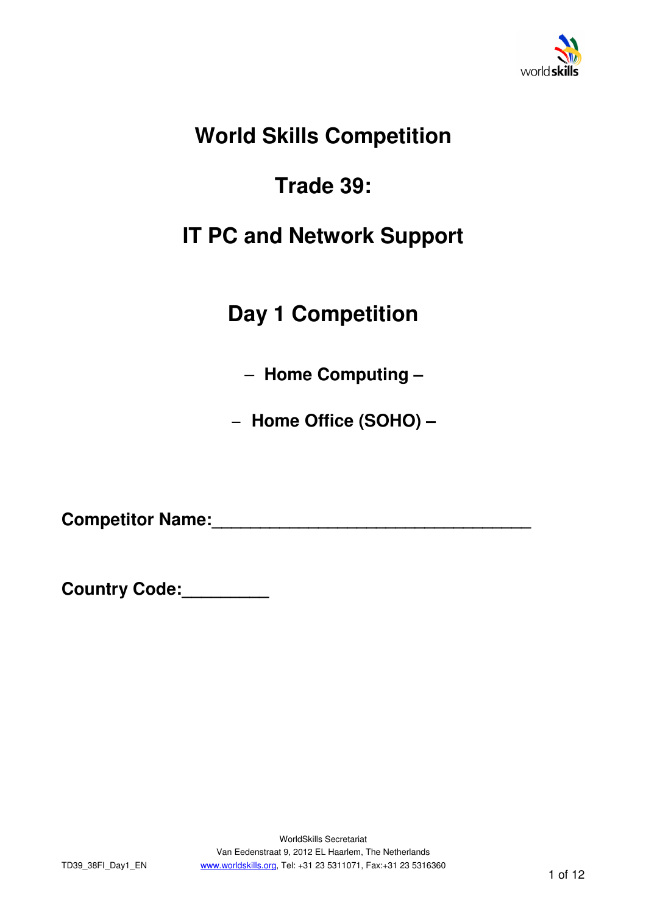# World Skills Competition

# Trade 39:

# IT PC and Network Support

## Day 1 Competition

**– Home Computing –**

**– Home Office (SOHO) –**

**Competitor Name:\_\_\_\_\_\_\_\_\_\_\_\_\_\_\_\_\_\_\_\_\_\_\_\_\_\_\_\_\_\_\_\_\_\_\_**

**Country Code:\_\_\_\_\_\_\_\_\_**

WorldSkills Secretariat
Van Eedenstraat 9, 2012 EL Haarlem, The Netherlands
www.worldskills.org, Tel: +31 23 5311071, Fax:+31 23 5316360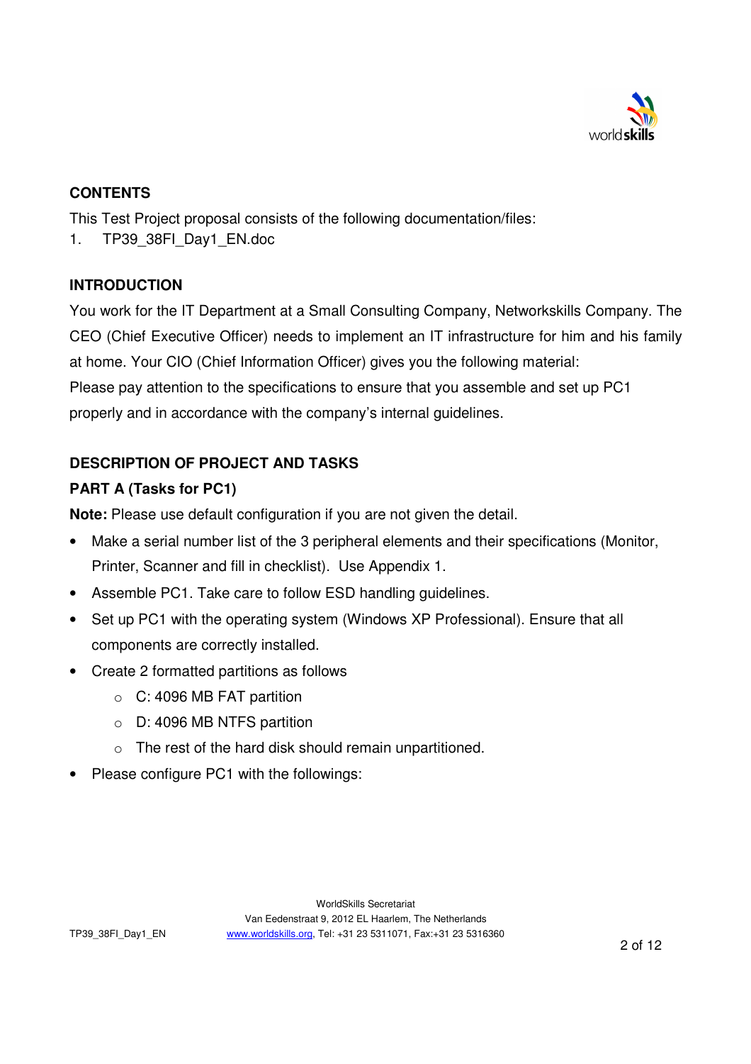## CONTENTS

This Test Project proposal consists of the following documentation/files:

1. TP39_38FI_Day1_EN.doc

## INTRODUCTION

You work for the IT Department at a Small Consulting Company, Networkskills Company. The CEO (Chief Executive Officer) needs to implement an IT infrastructure for him and his family at home. Your CIO (Chief Information Officer) gives you the following material:
Please pay attention to the specifications to ensure that you assemble and set up PC1 properly and in accordance with the company's internal guidelines.

## DESCRIPTION OF PROJECT AND TASKS

### PART A (Tasks for PC1)

**Note:** Please use default configuration if you are not given the detail.

- Make a serial number list of the 3 peripheral elements and their specifications (Monitor, Printer, Scanner and fill in checklist). Use Appendix 1.
- Assemble PC1. Take care to follow ESD handling guidelines.
- Set up PC1 with the operating system (Windows XP Professional). Ensure that all components are correctly installed.
- Create 2 formatted partitions as follows
  - C: 4096 MB FAT partition
  - D: 4096 MB NTFS partition
  - The rest of the hard disk should remain unpartitioned.
- Please configure PC1 with the followings: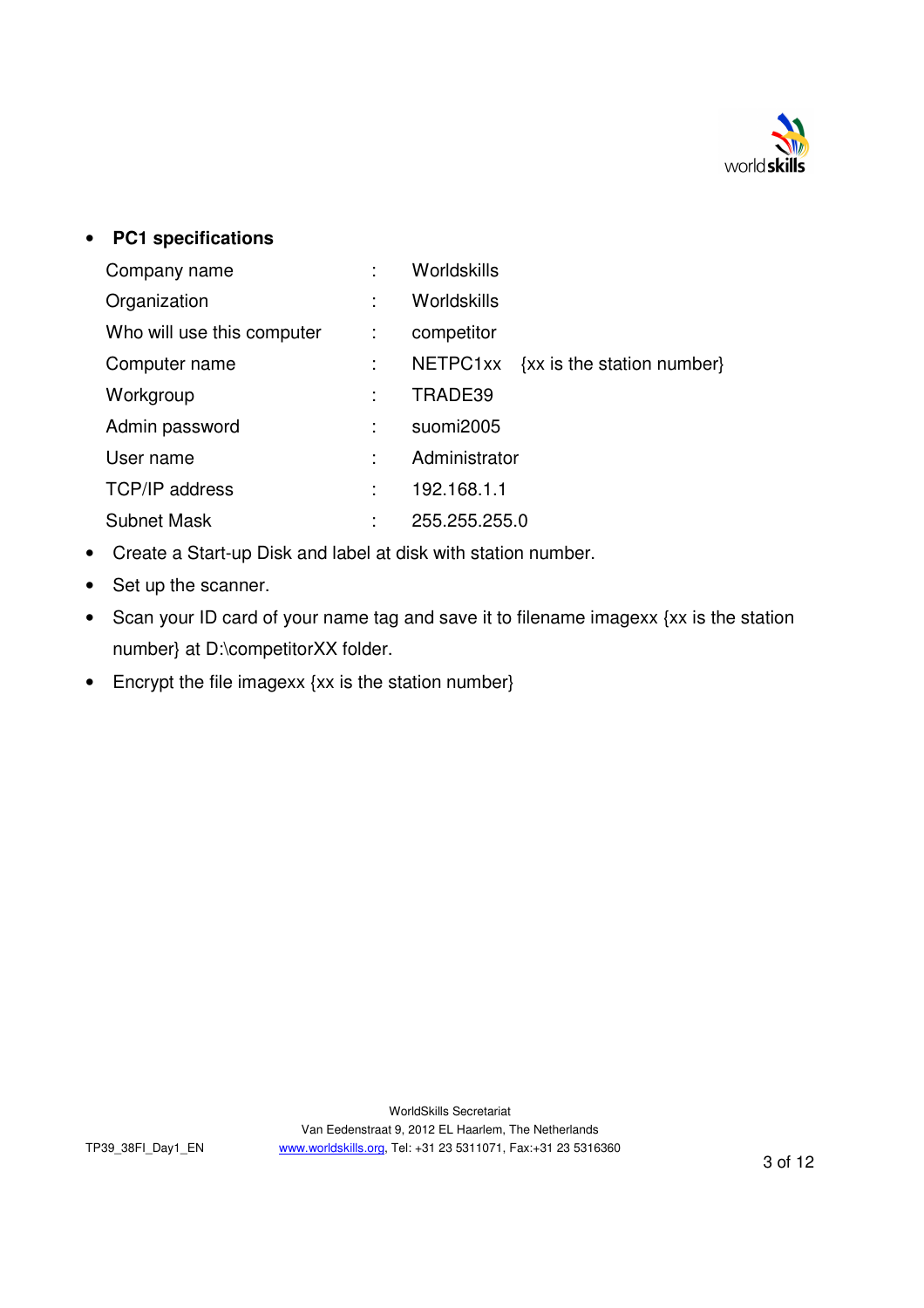- **PC1 specifications**

| | | |
|---|---|---|
| Company name | : | Worldskills |
| Organization | : | Worldskills |
| Who will use this computer | : | competitor |
| Computer name | : | NETPC1xx {xx is the station number} |
| Workgroup | : | TRADE39 |
| Admin password | : | suomi2005 |
| User name | : | Administrator |
| TCP/IP address | : | 192.168.1.1 |
| Subnet Mask | : | 255.255.255.0 |

- Create a Start-up Disk and label at disk with station number.
- Set up the scanner.
- Scan your ID card of your name tag and save it to filename imagexx {xx is the station number} at D:\competitorXX folder.
- Encrypt the file imagexx {xx is the station number}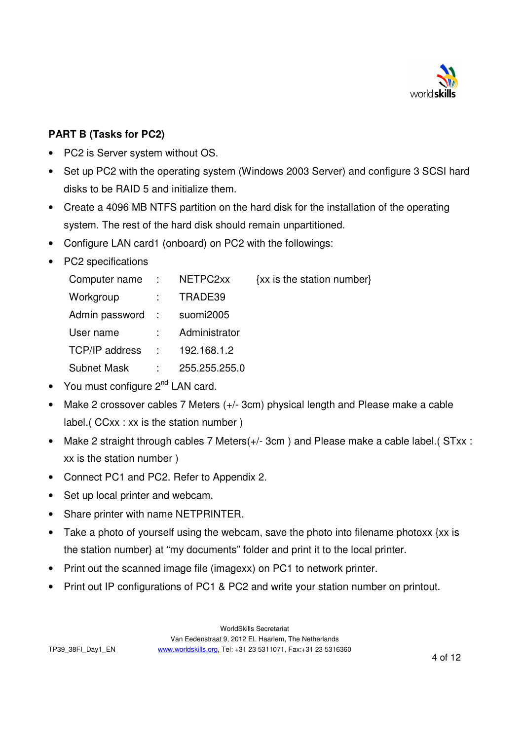**PART B (Tasks for PC2)**

- PC2 is Server system without OS.
- Set up PC2 with the operating system (Windows 2003 Server) and configure 3 SCSI hard disks to be RAID 5 and initialize them.
- Create a 4096 MB NTFS partition on the hard disk for the installation of the operating system. The rest of the hard disk should remain unpartitioned.
- Configure LAN card1 (onboard) on PC2 with the followings:
- PC2 specifications

| | | | |
|---|---|---|---|
| Computer name | : | NETPC2xx | {xx is the station number} |
| Workgroup | : | TRADE39 | |
| Admin password | : | suomi2005 | |
| User name | : | Administrator | |
| TCP/IP address | : | 192.168.1.2 | |
| Subnet Mask | : | 255.255.255.0 | |

- You must configure 2nd LAN card.
- Make 2 crossover cables 7 Meters (+/- 3cm) physical length and Please make a cable label.( CCxx : xx is the station number )
- Make 2 straight through cables 7 Meters(+/- 3cm ) and Please make a cable label.( STxx : xx is the station number )
- Connect PC1 and PC2. Refer to Appendix 2.
- Set up local printer and webcam.
- Share printer with name NETPRINTER.
- Take a photo of yourself using the webcam, save the photo into filename photoxx {xx is the station number} at "my documents" folder and print it to the local printer.
- Print out the scanned image file (imagexx) on PC1 to network printer.
- Print out IP configurations of PC1 & PC2 and write your station number on printout.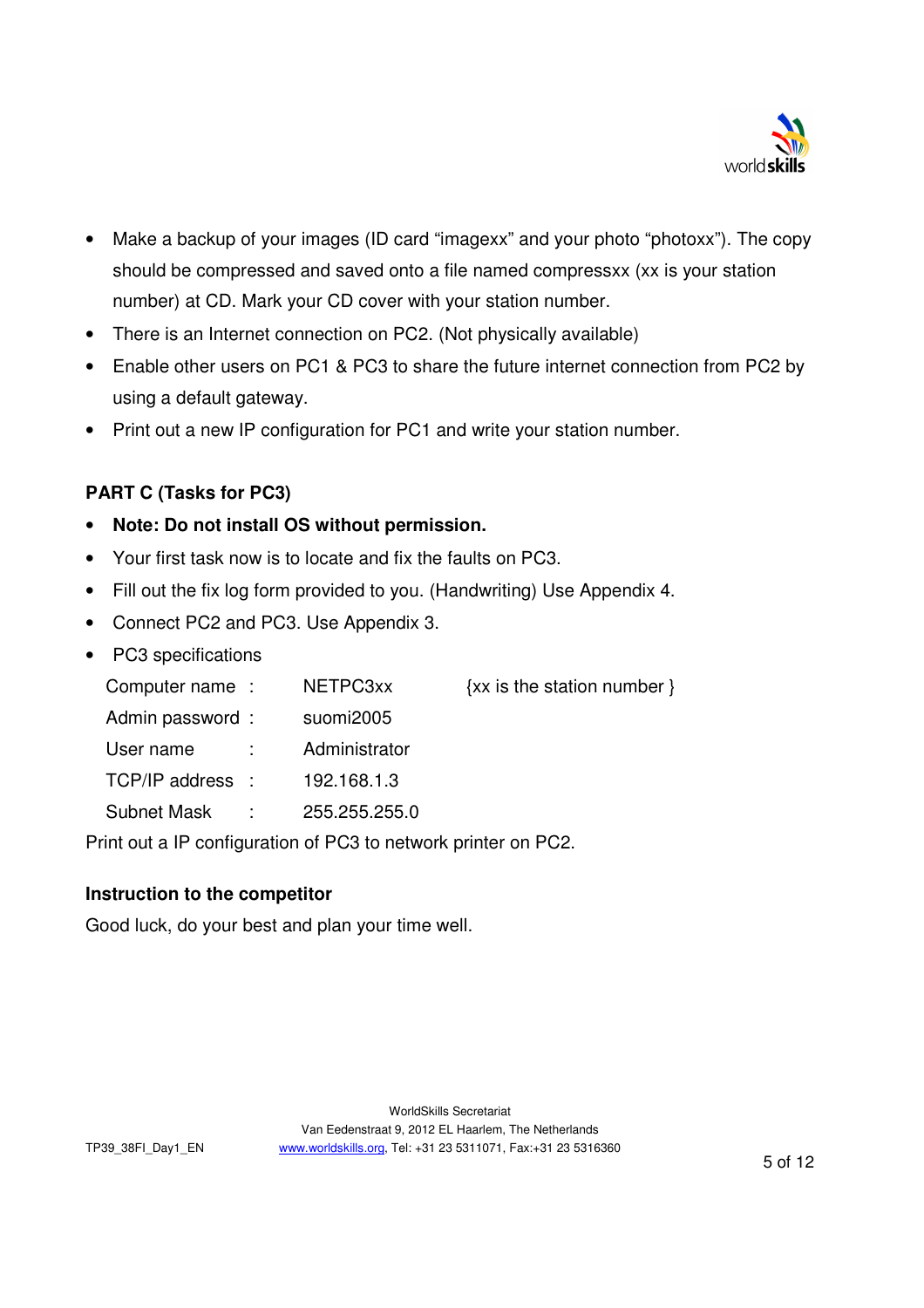- Make a backup of your images (ID card "imagexx" and your photo "photoxx"). The copy should be compressed and saved onto a file named compressxx (xx is your station number) at CD. Mark your CD cover with your station number.
- There is an Internet connection on PC2. (Not physically available)
- Enable other users on PC1 & PC3 to share the future internet connection from PC2 by using a default gateway.
- Print out a new IP configuration for PC1 and write your station number.

**PART C (Tasks for PC3)**

- **Note: Do not install OS without permission.**
- Your first task now is to locate and fix the faults on PC3.
- Fill out the fix log form provided to you. (Handwriting) Use Appendix 4.
- Connect PC2 and PC3. Use Appendix 3.
- PC3 specifications

| | | | |
|---|---|---|---|
| Computer name | : | NETPC3xx | {xx is the station number } |
| Admin password | : | suomi2005 | |
| User name | : | Administrator | |
| TCP/IP address | : | 192.168.1.3 | |
| Subnet Mask | : | 255.255.255.0 | |

Print out a IP configuration of PC3 to network printer on PC2.

**Instruction to the competitor**

Good luck, do your best and plan your time well.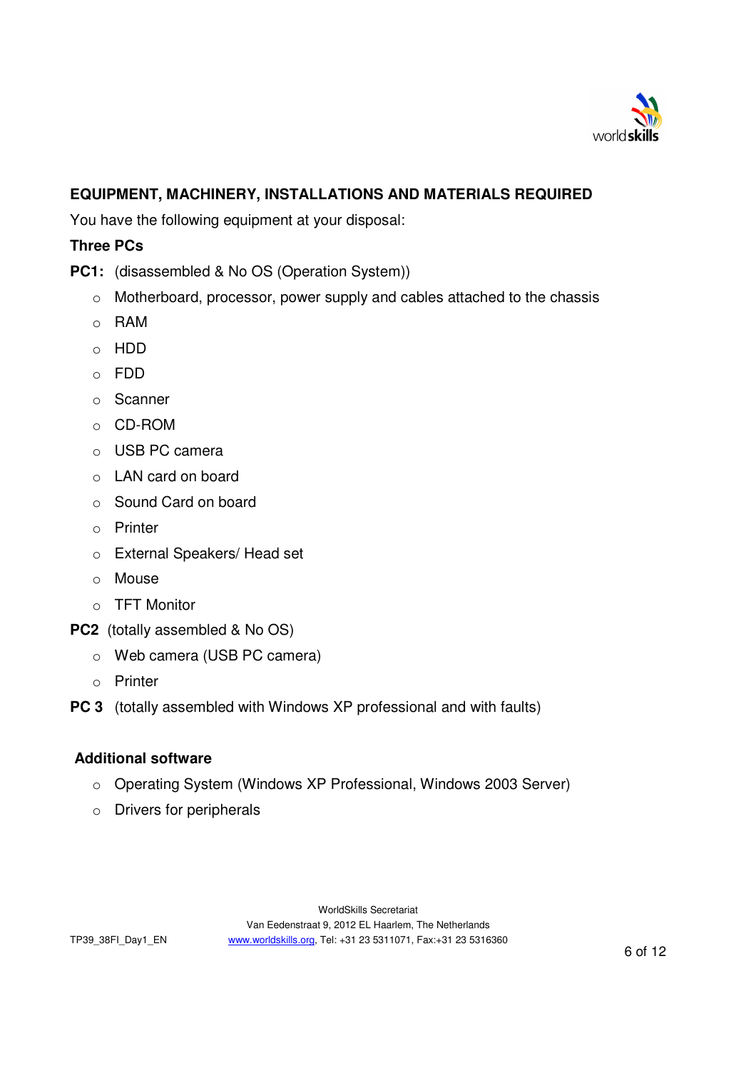## EQUIPMENT, MACHINERY, INSTALLATIONS AND MATERIALS REQUIRED

You have the following equipment at your disposal:

**Three PCs**

**PC1:** (disassembled & No OS (Operation System))

- Motherboard, processor, power supply and cables attached to the chassis
- RAM
- HDD
- FDD
- Scanner
- CD-ROM
- USB PC camera
- LAN card on board
- Sound Card on board
- Printer
- External Speakers/ Head set
- Mouse
- TFT Monitor

**PC2** (totally assembled & No OS)

- Web camera (USB PC camera)
- Printer

**PC 3** (totally assembled with Windows XP professional and with faults)

**Additional software**

- Operating System (Windows XP Professional, Windows 2003 Server)
- Drivers for peripherals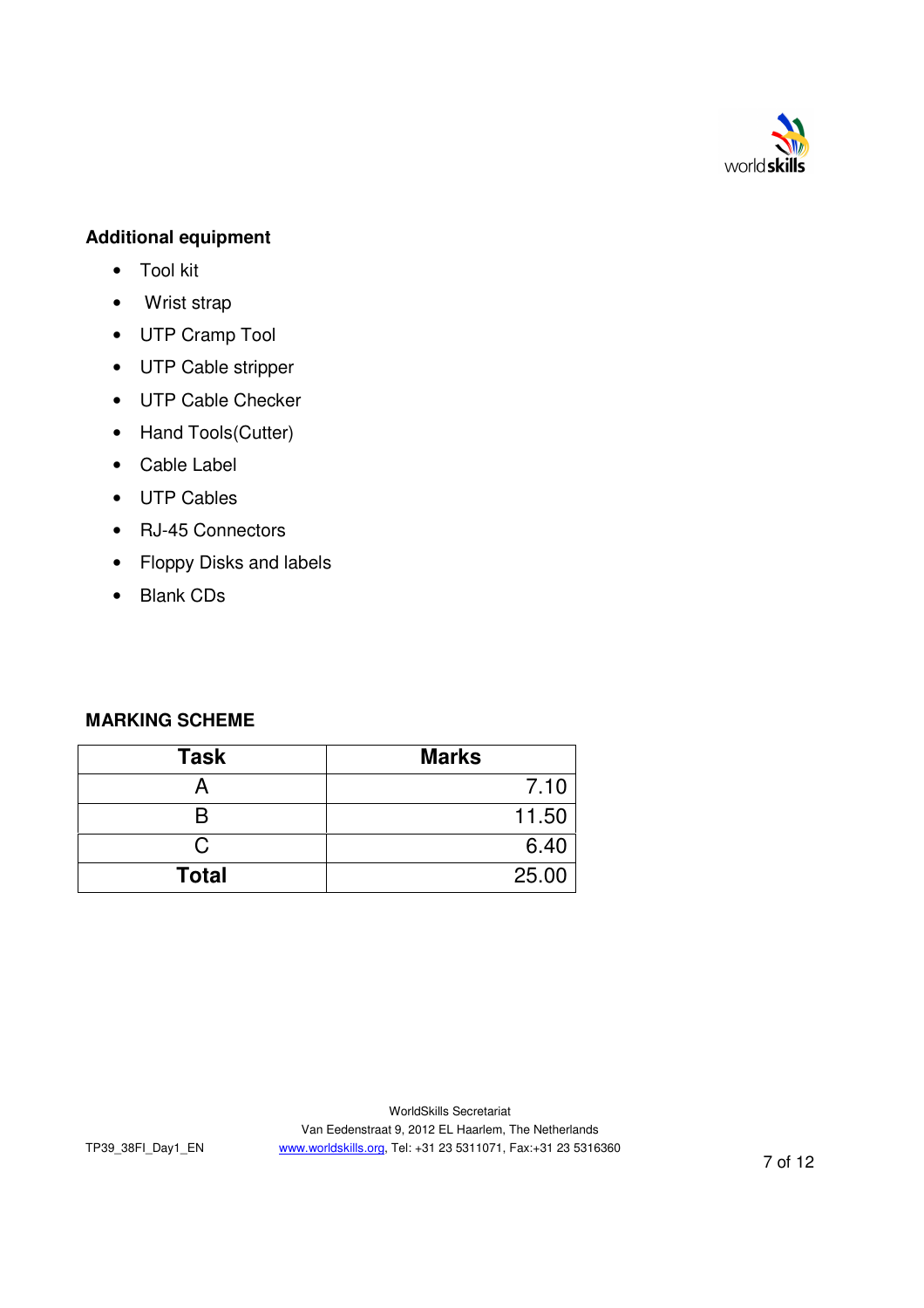### Additional equipment

- Tool kit
- Wrist strap
- UTP Cramp Tool
- UTP Cable stripper
- UTP Cable Checker
- Hand Tools(Cutter)
- Cable Label
- UTP Cables
- RJ-45 Connectors
- Floppy Disks and labels
- Blank CDs

### MARKING SCHEME

| Task | Marks |
|---|---|
| A | 7.10 |
| B | 11.50 |
| C | 6.40 |
| **Total** | 25.00 |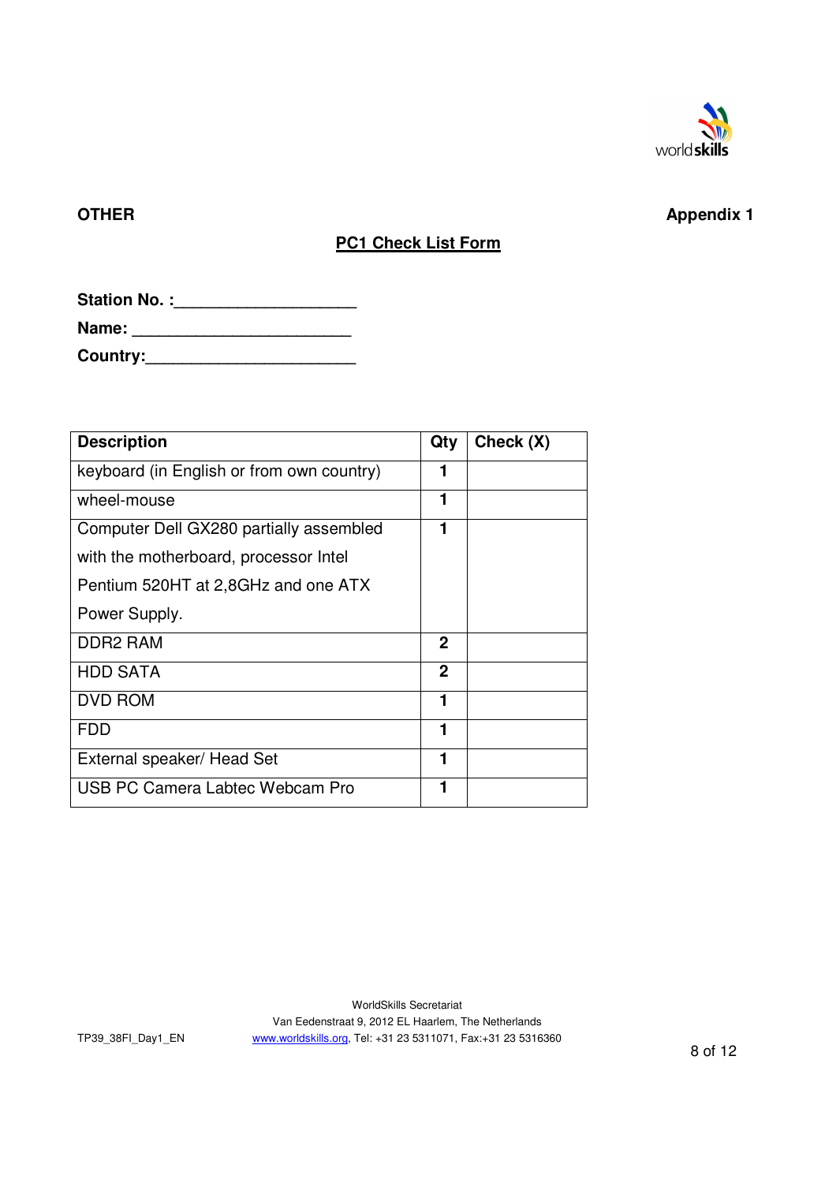**OTHER** **Appendix 1**

## PC1 Check List Form

**Station No. :____________________**

**Name: ________________________**

**Country:_______________________**

| Description | Qty | Check (X) |
|---|---|---|
| keyboard (in English or from own country) | 1 | |
| wheel-mouse | 1 | |
| Computer Dell GX280 partially assembled with the motherboard, processor Intel Pentium 520HT at 2,8GHz and one ATX Power Supply. | 1 | |
| DDR2 RAM | 2 | |
| HDD SATA | 2 | |
| DVD ROM | 1 | |
| FDD | 1 | |
| External speaker/ Head Set | 1 | |
| USB PC Camera Labtec Webcam Pro | 1 | |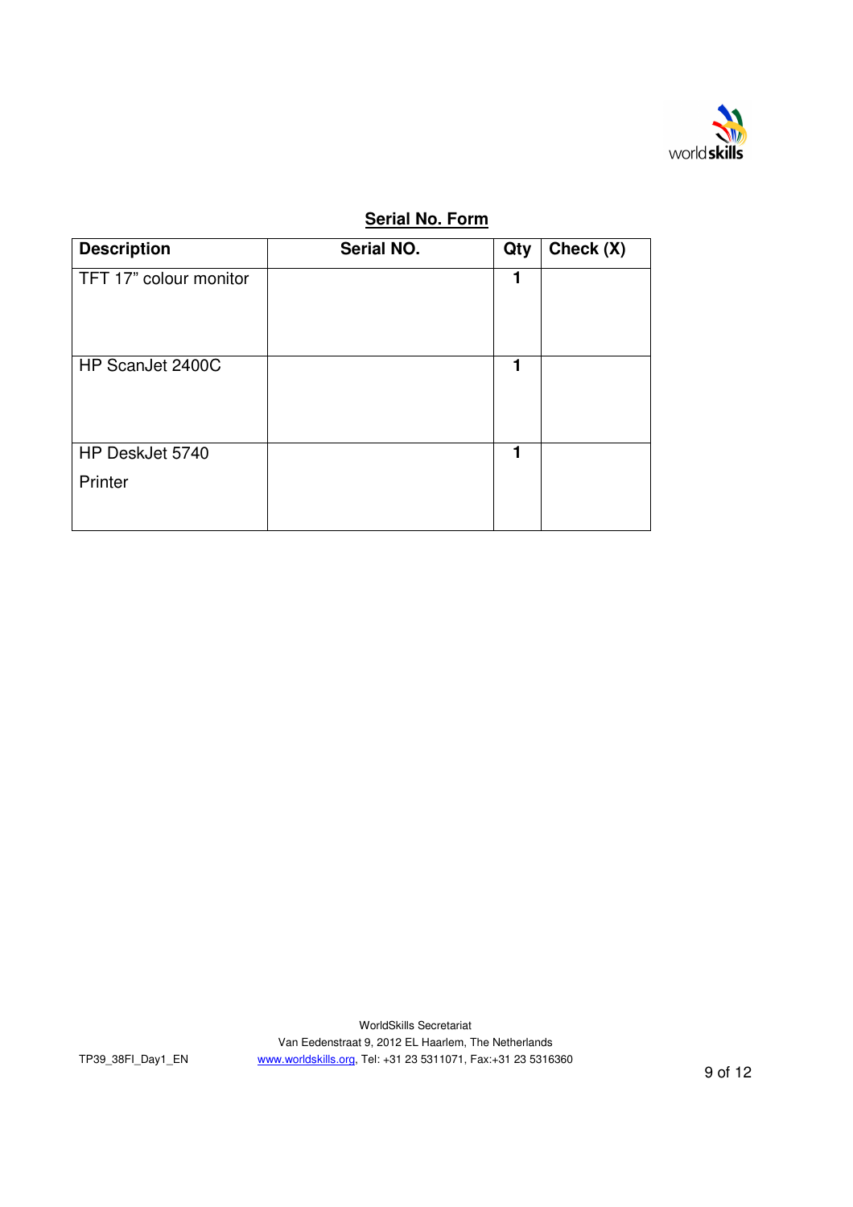**Serial No. Form**

| Description | Serial NO. | Qty | Check (X) |
| --- | --- | --- | --- |
| TFT 17" colour monitor | | 1 | |
| HP ScanJet 2400C | | 1 | |
| HP DeskJet 5740 Printer | | 1 | |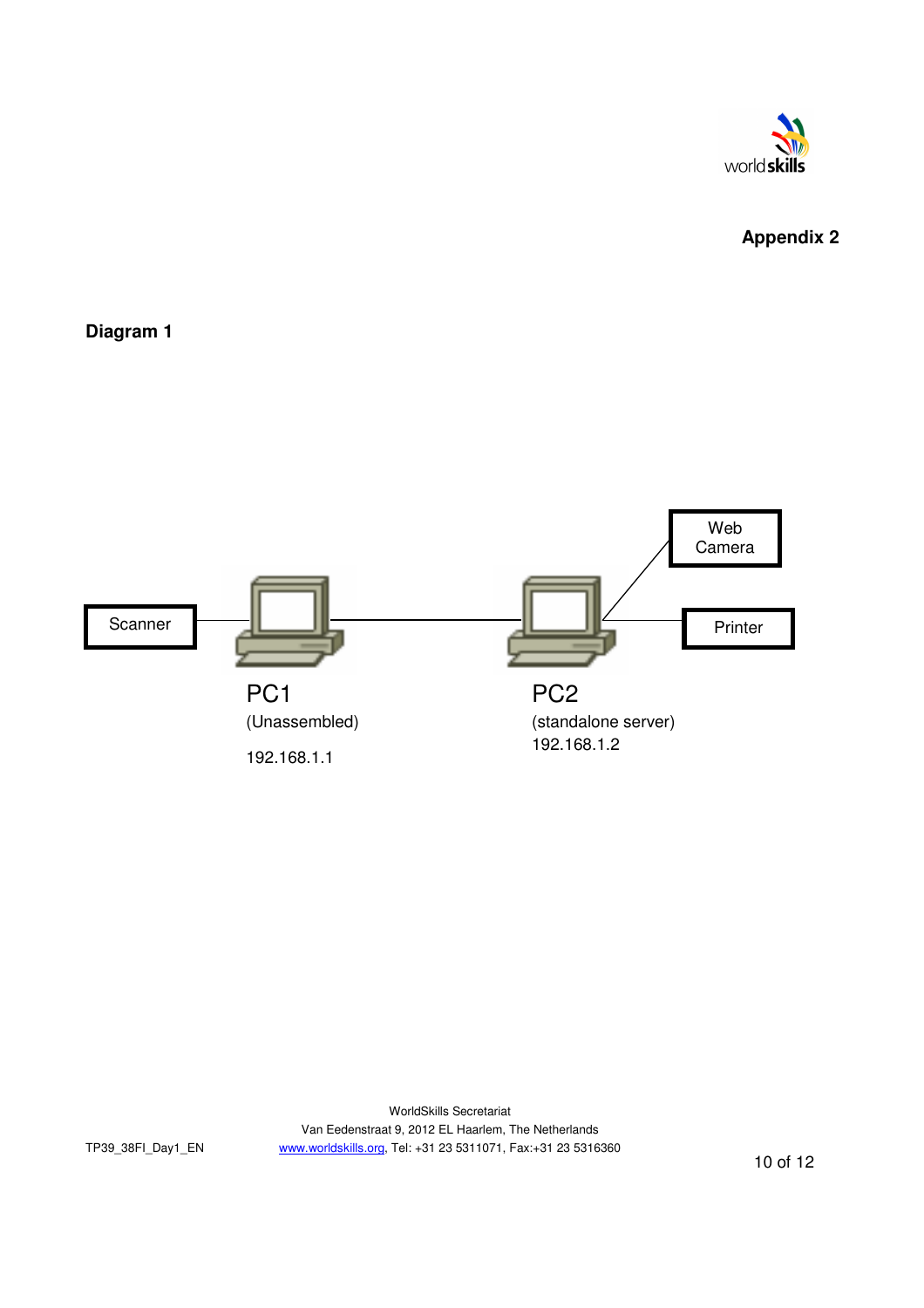**Appendix 2**

**Diagram 1**

Scanner

PC1

(Unassembled)

192.168.1.1

PC2

(standalone server)

192.168.1.2

Web Camera

Printer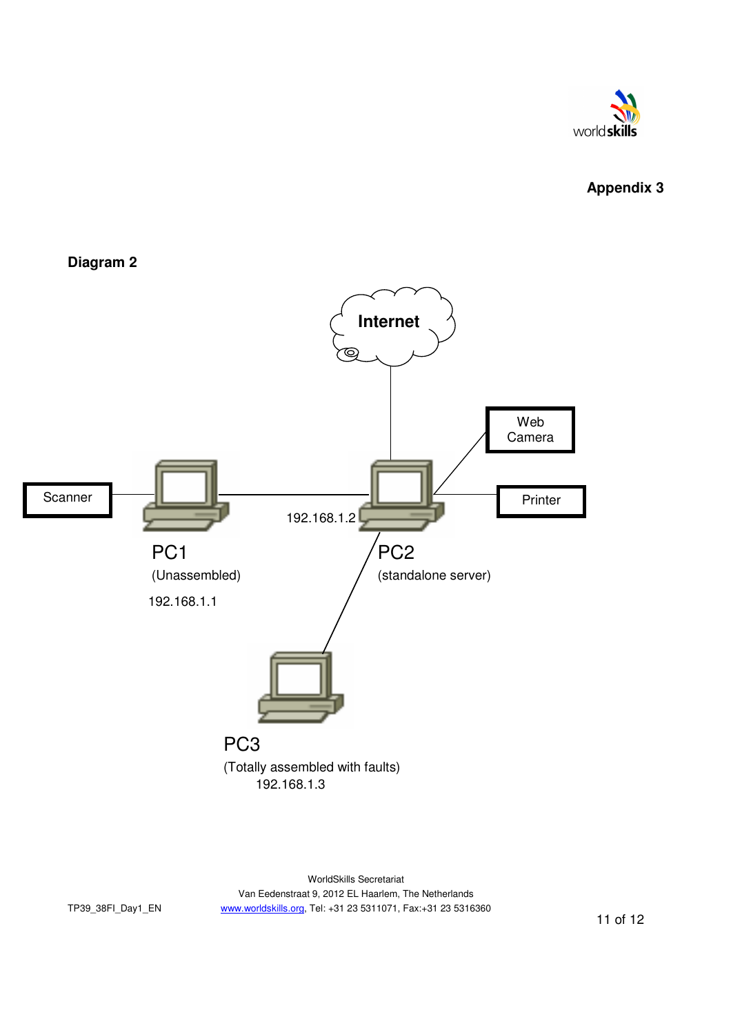**Appendix 3**

**Diagram 2**

Internet

Web Camera

Scanner

Printer

192.168.1.2

PC1

(Unassembled)

192.168.1.1

PC2

(standalone server)

PC3

(Totally assembled with faults)

192.168.1.3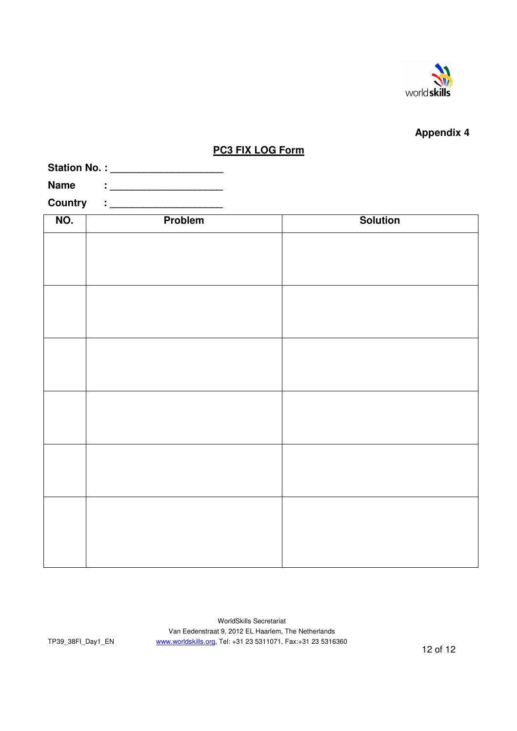**Appendix 4**

## PC3 FIX LOG Form

**Station No. :** ____________________

**Name :** ____________________

**Country :** ____________________

| NO. | Problem | Solution |
|---|---|---|
| | | |
| | | |
| | | |
| | | |
| | | |
| | | |

WorldSkills Secretariat
Van Eedenstraat 9, 2012 EL Haarlem, The Netherlands
www.worldskills.org, Tel: +31 23 5311071, Fax:+31 23 5316360